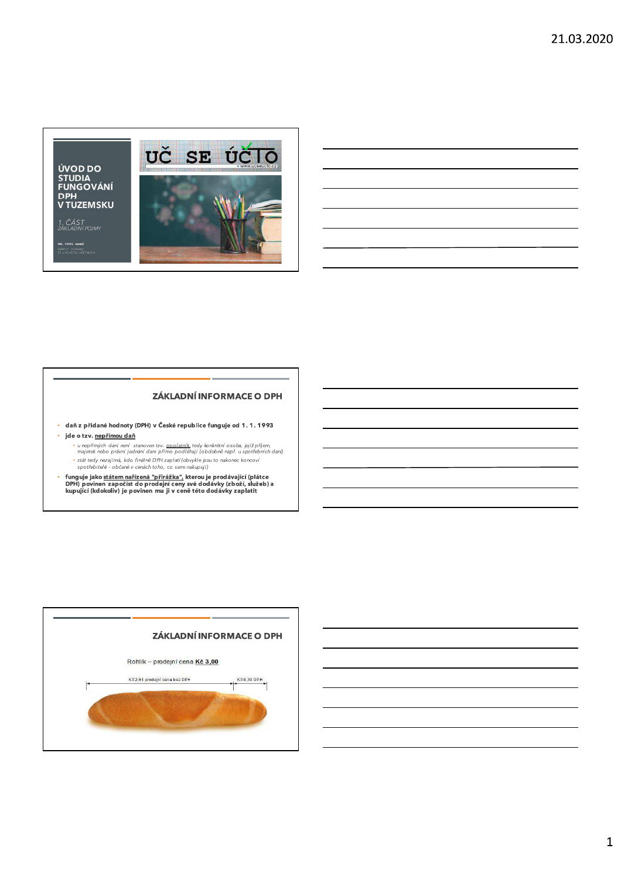# ÚVOD DO STUDIA FUNGOVÁNÍ DPH V TUZEMSKU

*1. ČÁST*
*ZÁKLADNÍ POJMY*

UČ SE ÚČTO
www.ucseucto.cz

## ZÁKLADNÍ INFORMACE O DPH

- **daň z přidané hodnoty (DPH) v České republice funguje od 1. 1. 1993**
- **jde o tzv. nepřímou daň**
  - *u nepřímých daní není stanoven tzv. poplatník, tedy konkrétní osoba, jejíž příjem, majetek nebo právní jednání dani přímo podléhají (obdobně např. u spotřebních daní)*
  - *stát tedy nezajímá, kdo finálně DPH zaplatí (obvykle jsou to nakonec koncoví spotřebitelé - občané v cenách toho, co sami nakupují)*
- **funguje jako státem nařízená "přirážka", kterou je prodávající (plátce DPH) povinen započíst do prodejní ceny své dodávky (zboží, služeb) a kupující (kdokoliv) je povinen mu ji v ceně této dodávky zaplatit**

## ZÁKLADNÍ INFORMACE O DPH

Rohlík – prodejní cena **Kč 3,00**

Kč 2,61 prodejní cena bez DPH | Kč 0,39 DPH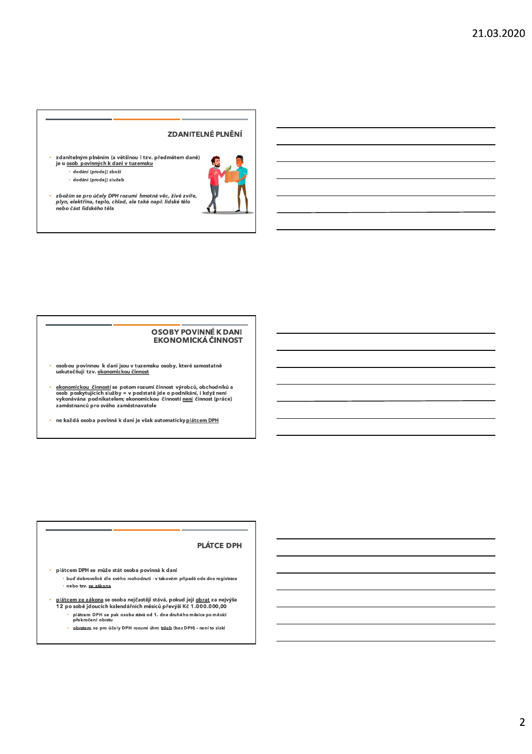## ZDANITELNÉ PLNĚNÍ

- zdanitelným plněním (a většinou i tzv. předmětem daně) je u osob povinných k dani v tuzemsku
  - dodání (prodej) zboží
  - dodání (prodej) služeb
- *zbožím se pro účely DPH rozumí hmotná věc, živé zvíře, plyn, elektřina, teplo, chlad, ale také např. lidské tělo nebo část lidského těla*

## OSOBY POVINNÉ K DANI EKONOMICKÁ ČINNOST

- osobou povinnou k dani jsou v tuzemsku osoby, které samostatně uskutečňují tzv. ekonomickou činnost
- ekonomickou činností se potom rozumí činnost výrobců, obchodníků a osob poskytujících služby = v podstatě jde o podnikání, i když není vykonávána podnikatelem; ekonomickou činností není činnost (práce) zaměstnanců pro svého zaměstnavatele
- ne každá osoba povinná k dani je však automaticky plátcem DPH

## PLÁTCE DPH

- plátcem DPH se může stát osoba povinná k dani
  - buď dobrovolně dle svého rozhodnutí - v takovém případě ode dne registrace
  - nebo tzv. ze zákona
- plátcem ze zákona se osoba nejčastěji stává, pokud její obrat za nejvýše 12 po sobě jdoucích kalendářních měsíců převýší Kč 1.000.000,00
  - plátcem DPH se pak osoba stává od 1. dne druhého měsíce po měsíci překročení obratu
  - obratem se pro účely DPH rozumí úhrn tržeb (bez DPH) - není to zisk!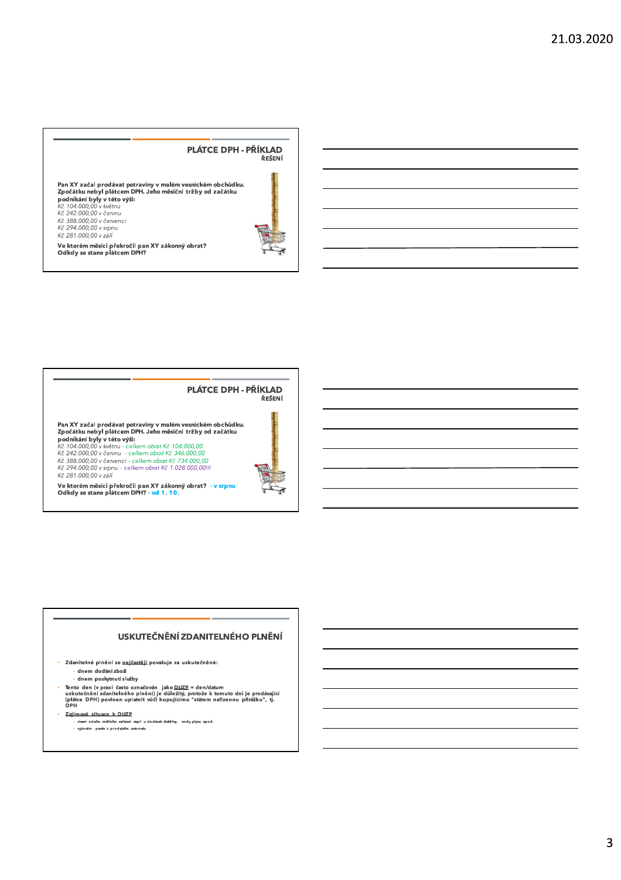## PLÁTCE DPH - PŘÍKLAD

**ŘEŠENÍ**

**Pan XY začal prodávat potraviny v malém vesnickém obchůdku. Zpočátku nebyl plátcem DPH. Jeho měsíční tržby od začátku podnikání byly v této výši:**

*Kč 104.000,00 v květnu*
*Kč 242.000,00 v červnu*
*Kč 388.000,00 v červenci*
*Kč 294.000,00 v srpnu*
*Kč 281.000,00 v září*

**Ve kterém měsíci překročil pan XY zákonný obrat?**
**Odkdy se stane plátcem DPH?**

## PLÁTCE DPH - PŘÍKLAD

**ŘEŠENÍ**

**Pan XY začal prodávat potraviny v malém vesnickém obchůdku. Zpočátku nebyl plátcem DPH. Jeho měsíční tržby od začátku podnikání byly v této výši:**

*Kč 104.000,00 v květnu - celkem obrat Kč 104.000,00*
*Kč 242.000,00 v červnu - celkem obrat Kč 346.000,00*
*Kč 388.000,00 v červenci - celkem obrat Kč 734.000,00*
*Kč 294.000,00 v srpnu - celkem obrat Kč 1.028.000,00!!!*
*Kč 281.000,00 v září*

**Ve kterém měsíci překročil pan XY zákonný obrat? - v srpnu**
**Odkdy se stane plátcem DPH? - od 1. 10.**

## USKUTEČNĚNÍ ZDANITELNÉHO PLNĚNÍ

- Zdanitelné plnění se nejčastěji považuje za uskutečněné:
  - dnem dodání zboží
  - dnem poskytnutí služby
- Tento den (v praxi často označován jako DUZP = den/datum uskutečnění zdanitelného plnění) je důležitý, protože k tomuto dni je prodávající (plátce DPH) povinen uplatnit vůči kupujícímu "státem nařízenou přirážku", tj. DPH
- Zajímavé situace k DUZP
  - dnem odečtu měřicího zařízení např. u dodávek elektřiny, vody, plynu apod.
  - vyjmutím peněz z prodejního automatu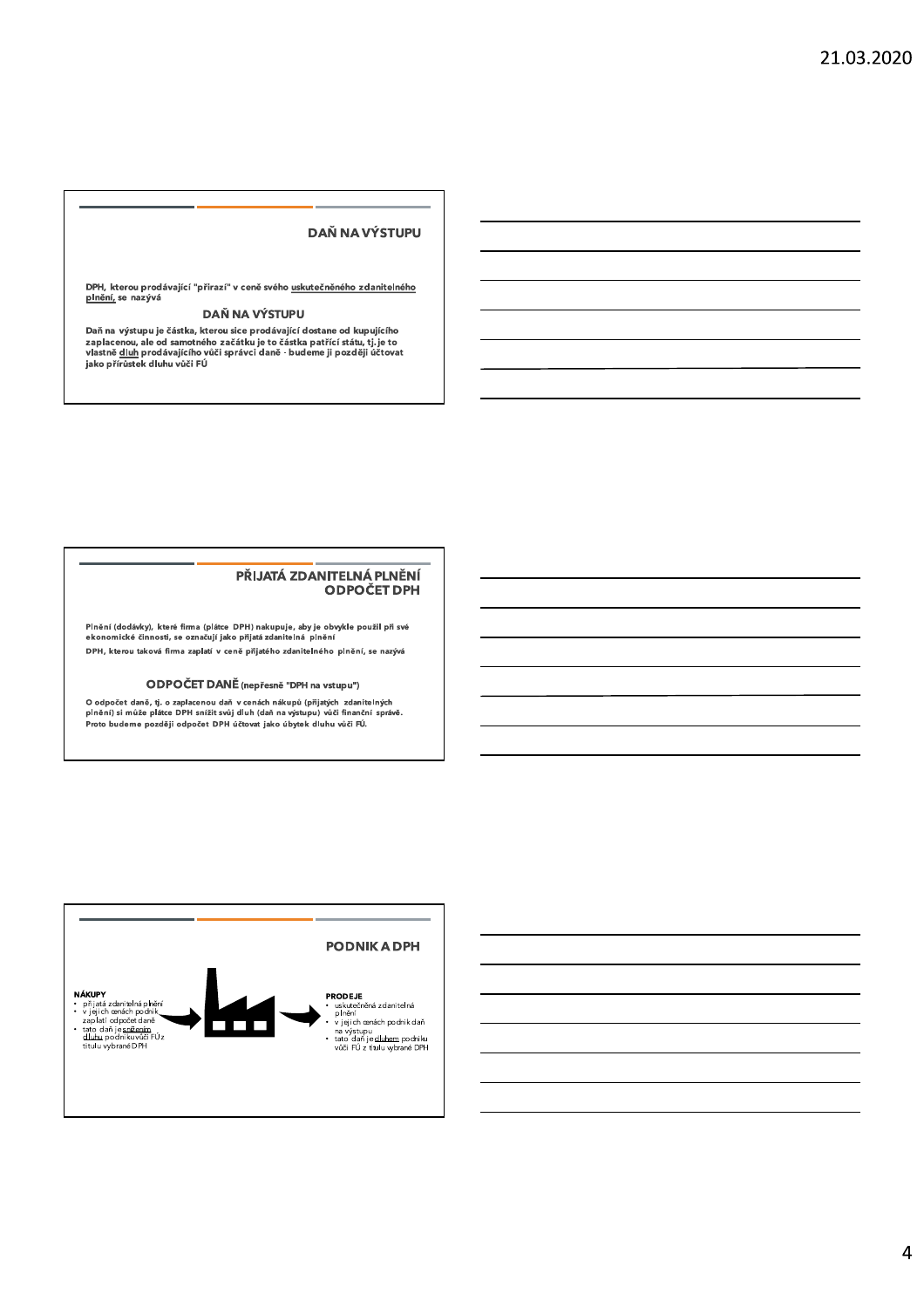## DAŇ NA VÝSTUPU

DPH, kterou prodávající "přirazí" v ceně svého uskutečněného zdanitelného plnění, se nazývá

### DAŇ NA VÝSTUPU

Daň na výstupu je částka, kterou sice prodávající dostane od kupujícího zaplacenou, ale od samotného začátku je to částka patřící státu, tj. je to vlastně dluh prodávajícího vůči správci daně - budeme ji později účtovat jako přírůstek dluhu vůči FÚ

## PŘIJATÁ ZDANITELNÁ PLNĚNÍ ODPOČET DPH

Plnění (dodávky), které firma (plátce DPH) nakupuje, aby je obvykle použil při své ekonomické činnosti, se označují jako přijatá zdanitelná plnění

DPH, kterou taková firma zaplatí v ceně přijatého zdanitelného plnění, se nazývá

### ODPOČET DANĚ (nepřesně "DPH na vstupu")

O odpočet daně, tj. o zaplacenou daň v cenách nákupů (přijatých zdanitelných plnění) si může plátce DPH snížit svůj dluh (daň na výstupu) vůči finanční správě. Proto budeme později odpočet DPH účtovat jako úbytek dluhu vůči FÚ.

## PODNIK A DPH

**NÁKUPY**

- přijatá zdanitelná plnění
- v jejich cenách podnik zaplatí odpočet daně
- tato daň je snížením dluhu podniku vůči FÚ z titulu vybrané DPH

**PRODEJE**

- uskutečněná zdanitelná plnění
- v jejich cenách podnik daň na výstupu
- tato daň je dluhem podniku vůči FÚ z titulu vybrané DPH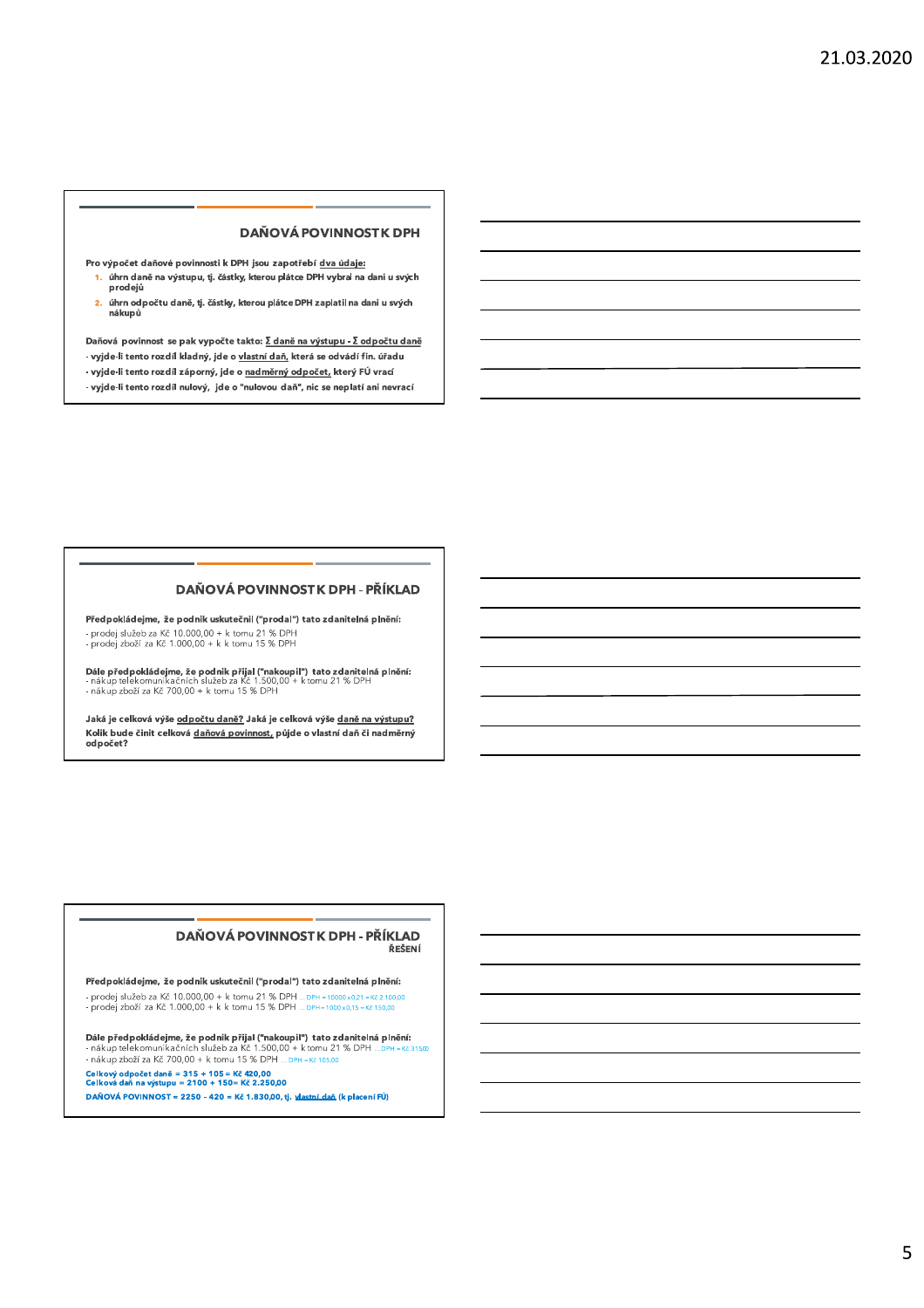## DAŇOVÁ POVINNOST K DPH

Pro výpočet daňové povinnosti k DPH jsou zapotřebí dva údaje:

1. úhrn daně na výstupu, tj. částky, kterou plátce DPH vybral na dani u svých prodejů
2. úhrn odpočtu daně, tj. částky, kterou plátce DPH zaplatil na dani u svých nákupů

Daňová povinnost se pak vypočte takto: Σ daně na výstupu - Σ odpočtu daně

- vyjde-li tento rozdíl kladný, jde o vlastní daň, která se odvádí fin. úřadu
- vyjde-li tento rozdíl záporný, jde o nadměrný odpočet, který FÚ vrací
- vyjde-li tento rozdíl nulový, jde o "nulovou daň", nic se neplatí ani nevrací

## DAŇOVÁ POVINNOST K DPH - PŘÍKLAD

Předpokládejme, že podnik uskutečnil ("prodal") tato zdanitelná plnění:

- prodej služeb za Kč 10.000,00 + k tomu 21 % DPH
- prodej zboží za Kč 1.000,00 + k k tomu 15 % DPH

Dále předpokládejme, že podnik přijal ("nakoupil") tato zdanitelná plnění:

- nákup telekomunikačních služeb za Kč 1.500,00 + k tomu 21 % DPH
- nákup zboží za Kč 700,00 + k tomu 15 % DPH

Jaká je celková výše odpočtu daně? Jaká je celková výše daně na výstupu? Kolik bude činit celková daňová povinnost, půjde o vlastní daň či nadměrný odpočet?

## DAŇOVÁ POVINNOST K DPH - PŘÍKLAD

ŘEŠENÍ

Předpokládejme, že podnik uskutečnil ("prodal") tato zdanitelná plnění:

- prodej služeb za Kč 10.000,00 + k tomu 21 % DPH ... DPH = 10000 x 0,21 = Kč 2.100,00
- prodej zboží za Kč 1.000,00 + k k tomu 15 % DPH ... DPH = 1000 x 0,15 = Kč 150,00

Dále předpokládejme, že podnik přijal ("nakoupil") tato zdanitelná plnění:

- nákup telekomunikačních služeb za Kč 1.500,00 + k tomu 21 % DPH ... DPH = Kč 315,00
- nákup zboží za Kč 700,00 + k tomu 15 % DPH ... DPH = Kč 105,00

**Celkový odpočet daně = 315 + 105 = Kč 420,00**
**Celková daň na výstupu = 2100 + 150 = Kč 2.250,00**

**DAŇOVÁ POVINNOST = 2250 - 420 = Kč 1.830,00, tj. vlastní daň (k placení FÚ)**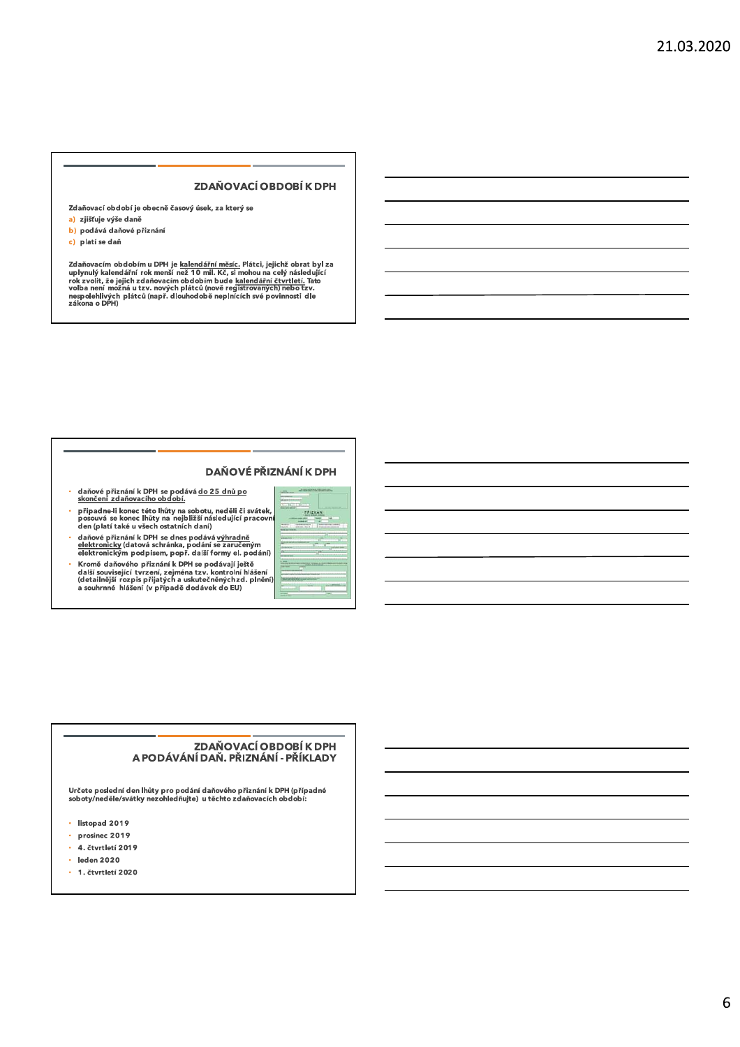## ZDAŇOVACÍ OBDOBÍ K DPH

Zdaňovací období je obecně časový úsek, za který se

a) zjišťuje výše daně
b) podává daňové přiznání
c) platí se daň

Zdaňovacím obdobím u DPH je kalendářní měsíc. Plátci, jejichž obrat byl za uplynulý kalendářní rok menší než 10 mil. Kč, si mohou na celý následující rok zvolit, že jejich zdaňovacím obdobím bude kalendářní čtvrtletí. Tato volba není možná u tzv. nových plátců (nově registrovaných) nebo tzv. nespolehlivých plátců (např. dlouhodobě neplnících své povinnosti dle zákona o DPH)

## DAŇOVÉ PŘIZNÁNÍ K DPH

- daňové přiznání k DPH se podává do 25 dnů po skončení zdaňovacího období.
- připadne-li konec této lhůty na sobotu, neděli či svátek, posouvá se konec lhůty na nejbližší následující pracovní den (platí také u všech ostatních daní)
- daňové přiznání k DPH se dnes podává výhradně elektronicky (datová schránka, podání se zaručeným elektronickým podpisem, popř. další formy el. podání)
- Kromě daňového přiznání k DPH se podávají ještě další související tvrzení, zejména tzv. kontrolní hlášení (detailnější rozpis přijatých a uskutečněných zd. plnění) a souhrnné hlášení (v případě dodávek do EU)

## ZDAŇOVACÍ OBDOBÍ K DPH A PODÁVÁNÍ DAŇ. PŘIZNÁNÍ - PŘÍKLADY

Určete poslední den lhůty pro podání daňového přiznání k DPH (případné soboty/neděle/svátky nezohledňujte) u těchto zdaňovacích období:

- listopad 2019
- prosinec 2019
- 4. čtvrtletí 2019
- leden 2020
- 1. čtvrtletí 2020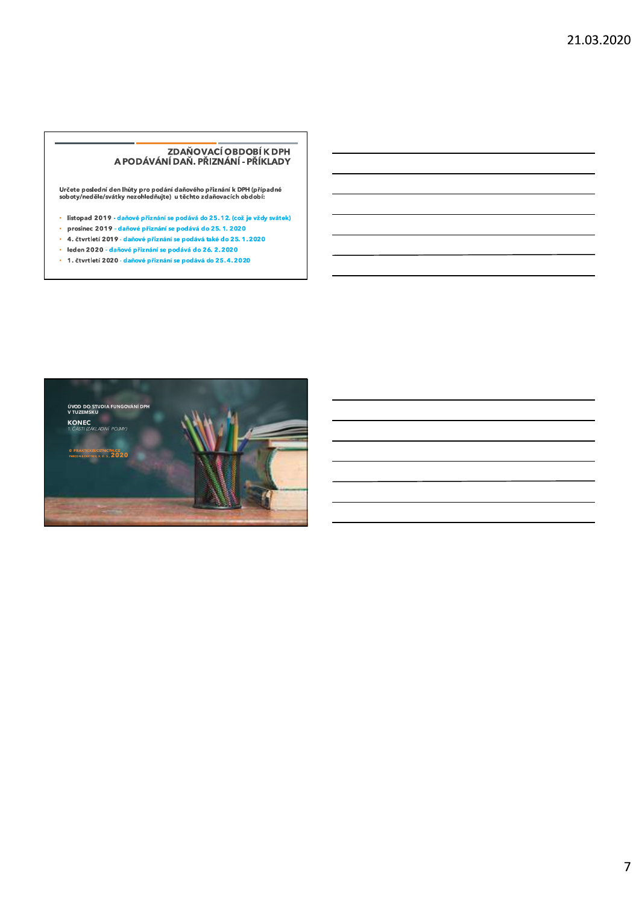## ZDAŇOVACÍ OBDOBÍ K DPH A PODÁVÁNÍ DAŇ. PŘIZNÁNÍ - PŘÍKLADY

Určete poslední den lhůty pro podání daňového přiznání k DPH (případné soboty/neděle/svátky nezohledňujte) u těchto zdaňovacích období:

- listopad 2019 - daňové přiznání se podává do 25. 12. (což je vždy svátek)
- prosinec 2019 - daňové přiznání se podává do 25. 1. 2020
- 4. čtvrtletí 2019 - daňové přiznání se podává také do 25. 1. 2020
- leden 2020 - daňové přiznání se podává do 26. 2. 2020
- 1. čtvrtletí 2020 - daňové přiznání se podává do 25. 4. 2020

ÚVOD DO STUDIA FUNGOVÁNÍ DPH V TUZEMSKU

**KONEC**

*1. ČÁSTI (ZÁKLADNÍ POJMY)*

© PRAKTICKEUCETNICTVI.CZ
PANCOVÁ & PARTNEŘI, V. O. S., 2020